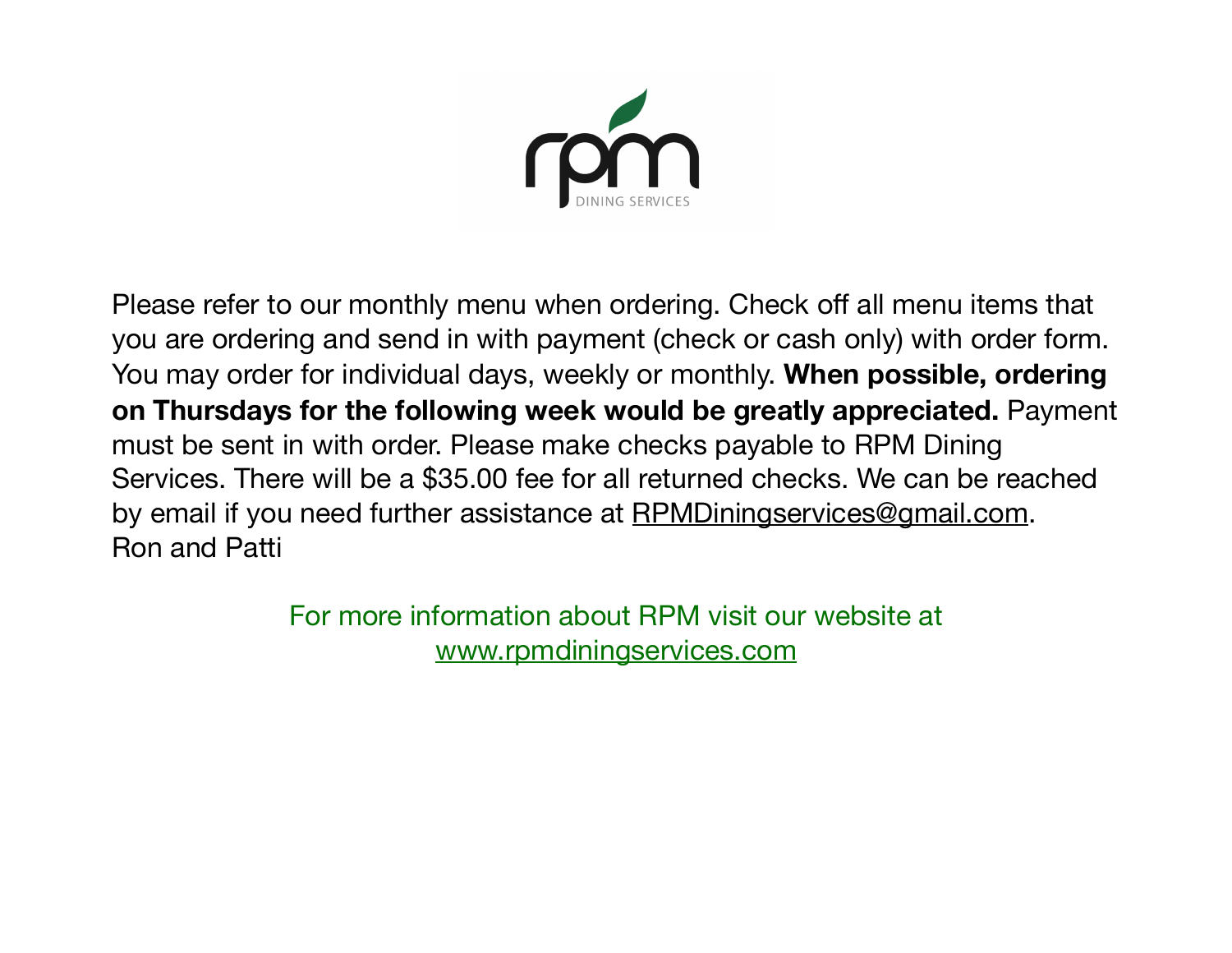rpm

DINING SERVICES

Please refer to our monthly menu when ordering. Check off all menu items that you are ordering and send in with payment (check or cash only) with order form. You may order for individual days, weekly or monthly. **When possible, ordering on Thursdays for the following week would be greatly appreciated.** Payment must be sent in with order. Please make checks payable to RPM Dining Services. There will be a $35.00 fee for all returned checks. We can be reached by email if you need further assistance at RPMDiningservices@gmail.com.
Ron and Patti

For more information about RPM visit our website at
www.rpmdiningservices.com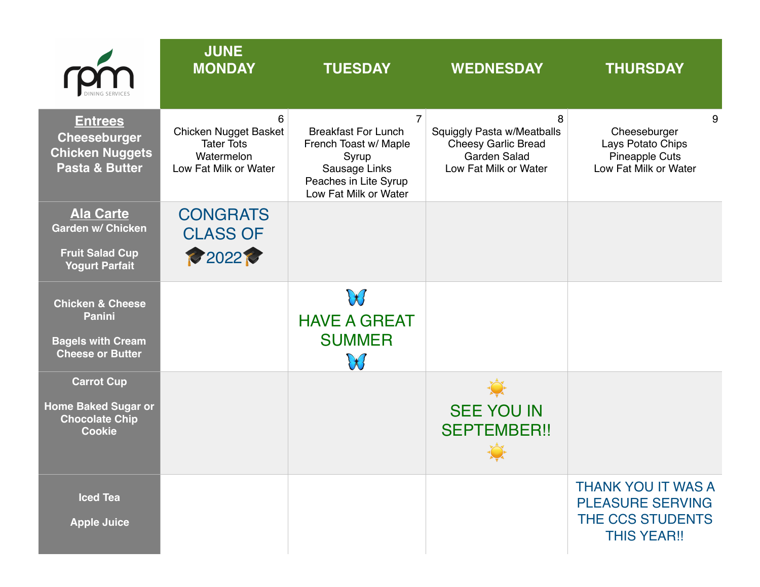| rpm DINING SERVICES | JUNE MONDAY | TUESDAY | WEDNESDAY | THURSDAY |
|---|---|---|---|---|
| **Entrees** Cheeseburger Chicken Nuggets Pasta & Butter | 6<br>Chicken Nugget Basket<br>Tater Tots<br>Watermelon<br>Low Fat Milk or Water | 7<br>Breakfast For Lunch<br>French Toast w/ Maple Syrup<br>Sausage Links<br>Peaches in Lite Syrup<br>Low Fat Milk or Water | 8<br>Squiggly Pasta w/Meatballs<br>Cheesy Garlic Bread<br>Garden Salad<br>Low Fat Milk or Water | 9<br>Cheeseburger<br>Lays Potato Chips<br>Pineapple Cuts<br>Low Fat Milk or Water |
| **Ala Carte** Garden w/ Chicken<br>Fruit Salad Cup<br>Yogurt Parfait | CONGRATS CLASS OF 🎓2022🎓 | | | |
| Chicken & Cheese Panini<br>Bagels with Cream Cheese or Butter | | 🦋 HAVE A GREAT SUMMER 🦋 | | |
| Carrot Cup<br>Home Baked Sugar or Chocolate Chip Cookie | | | ☀️ SEE YOU IN SEPTEMBER!! ☀️ | |
| Iced Tea<br>Apple Juice | | | | THANK YOU IT WAS A PLEASURE SERVING THE CCS STUDENTS THIS YEAR!! |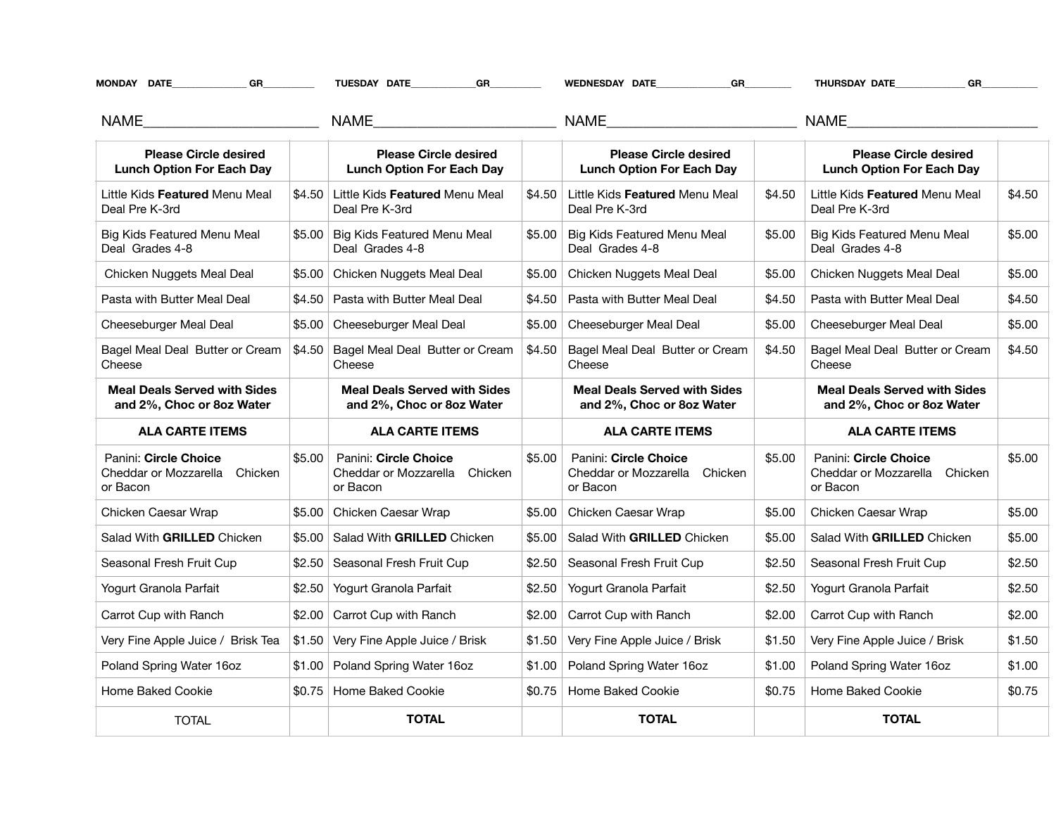**MONDAY** DATE_______________ GR__________ | **TUESDAY** DATE_____________GR__________ | **WEDNESDAY** DATE_______________GR_________ | **THURSDAY** DATE______________ GR___________

NAME_______________________ | NAME________________________ | NAME_________________________ | NAME_________________________

| **Please Circle desired Lunch Option For Each Day** | | **Please Circle desired Lunch Option For Each Day** | | **Please Circle desired Lunch Option For Each Day** | | **Please Circle desired Lunch Option For Each Day** | |
|---|---|---|---|---|---|---|---|
| Little Kids **Featured** Menu Meal Deal Pre K-3rd | $4.50 | Little Kids **Featured** Menu Meal Deal Pre K-3rd | $4.50 | Little Kids **Featured** Menu Meal Deal Pre K-3rd | $4.50 | Little Kids **Featured** Menu Meal Deal Pre K-3rd | $4.50 |
| Big Kids Featured Menu Meal Deal Grades 4-8 | $5.00 | Big Kids Featured Menu Meal Deal Grades 4-8 | $5.00 | Big Kids Featured Menu Meal Deal Grades 4-8 | $5.00 | Big Kids Featured Menu Meal Deal Grades 4-8 | $5.00 |
| Chicken Nuggets Meal Deal | $5.00 | Chicken Nuggets Meal Deal | $5.00 | Chicken Nuggets Meal Deal | $5.00 | Chicken Nuggets Meal Deal | $5.00 |
| Pasta with Butter Meal Deal | $4.50 | Pasta with Butter Meal Deal | $4.50 | Pasta with Butter Meal Deal | $4.50 | Pasta with Butter Meal Deal | $4.50 |
| Cheeseburger Meal Deal | $5.00 | Cheeseburger Meal Deal | $5.00 | Cheeseburger Meal Deal | $5.00 | Cheeseburger Meal Deal | $5.00 |
| Bagel Meal Deal Butter or Cream Cheese | $4.50 | Bagel Meal Deal Butter or Cream Cheese | $4.50 | Bagel Meal Deal Butter or Cream Cheese | $4.50 | Bagel Meal Deal Butter or Cream Cheese | $4.50 |
| **Meal Deals Served with Sides and 2%, Choc or 8oz Water** | | **Meal Deals Served with Sides and 2%, Choc or 8oz Water** | | **Meal Deals Served with Sides and 2%, Choc or 8oz Water** | | **Meal Deals Served with Sides and 2%, Choc or 8oz Water** | |
| **ALA CARTE ITEMS** | | **ALA CARTE ITEMS** | | **ALA CARTE ITEMS** | | **ALA CARTE ITEMS** | |
| Panini: **Circle Choice** Cheddar or Mozzarella Chicken or Bacon | $5.00 | Panini: **Circle Choice** Cheddar or Mozzarella Chicken or Bacon | $5.00 | Panini: **Circle Choice** Cheddar or Mozzarella Chicken or Bacon | $5.00 | Panini: **Circle Choice** Cheddar or Mozzarella Chicken or Bacon | $5.00 |
| Chicken Caesar Wrap | $5.00 | Chicken Caesar Wrap | $5.00 | Chicken Caesar Wrap | $5.00 | Chicken Caesar Wrap | $5.00 |
| Salad With **GRILLED** Chicken | $5.00 | Salad With **GRILLED** Chicken | $5.00 | Salad With **GRILLED** Chicken | $5.00 | Salad With **GRILLED** Chicken | $5.00 |
| Seasonal Fresh Fruit Cup | $2.50 | Seasonal Fresh Fruit Cup | $2.50 | Seasonal Fresh Fruit Cup | $2.50 | Seasonal Fresh Fruit Cup | $2.50 |
| Yogurt Granola Parfait | $2.50 | Yogurt Granola Parfait | $2.50 | Yogurt Granola Parfait | $2.50 | Yogurt Granola Parfait | $2.50 |
| Carrot Cup with Ranch | $2.00 | Carrot Cup with Ranch | $2.00 | Carrot Cup with Ranch | $2.00 | Carrot Cup with Ranch | $2.00 |
| Very Fine Apple Juice / Brisk Tea | $1.50 | Very Fine Apple Juice / Brisk | $1.50 | Very Fine Apple Juice / Brisk | $1.50 | Very Fine Apple Juice / Brisk | $1.50 |
| Poland Spring Water 16oz | $1.00 | Poland Spring Water 16oz | $1.00 | Poland Spring Water 16oz | $1.00 | Poland Spring Water 16oz | $1.00 |
| Home Baked Cookie | $0.75 | Home Baked Cookie | $0.75 | Home Baked Cookie | $0.75 | Home Baked Cookie | $0.75 |
| TOTAL | | **TOTAL** | | **TOTAL** | | **TOTAL** | |